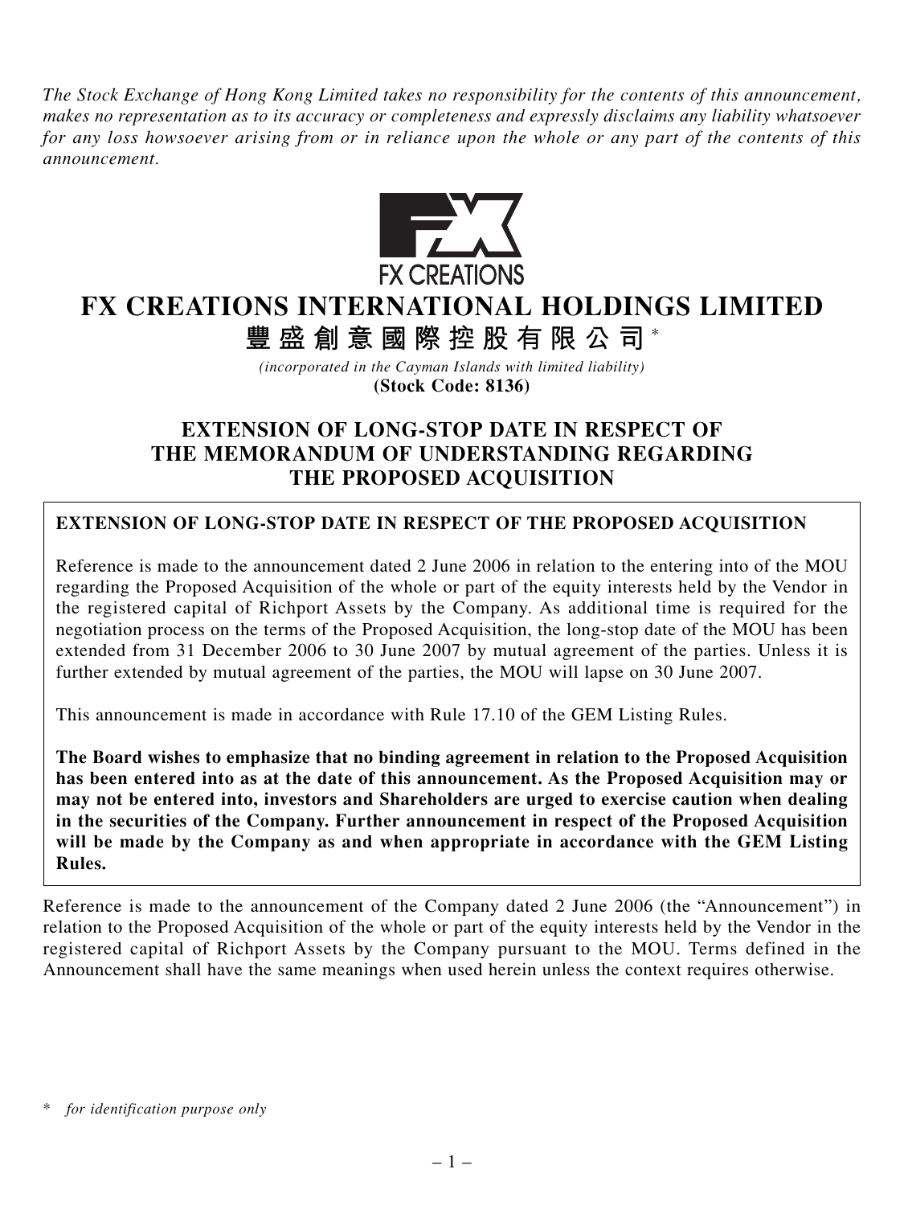*The Stock Exchange of Hong Kong Limited takes no responsibility for the contents of this announcement, makes no representation as to its accuracy or completeness and expressly disclaims any liability whatsoever for any loss howsoever arising from or in reliance upon the whole or any part of the contents of this announcement.*

FX CREATIONS

# FX CREATIONS INTERNATIONAL HOLDINGS LIMITED

# 豐盛創意國際控股有限公司*

*(incorporated in the Cayman Islands with limited liability)*

**(Stock Code: 8136)**

## EXTENSION OF LONG-STOP DATE IN RESPECT OF THE MEMORANDUM OF UNDERSTANDING REGARDING THE PROPOSED ACQUISITION

**EXTENSION OF LONG-STOP DATE IN RESPECT OF THE PROPOSED ACQUISITION**

Reference is made to the announcement dated 2 June 2006 in relation to the entering into of the MOU regarding the Proposed Acquisition of the whole or part of the equity interests held by the Vendor in the registered capital of Richport Assets by the Company. As additional time is required for the negotiation process on the terms of the Proposed Acquisition, the long-stop date of the MOU has been extended from 31 December 2006 to 30 June 2007 by mutual agreement of the parties. Unless it is further extended by mutual agreement of the parties, the MOU will lapse on 30 June 2007.

This announcement is made in accordance with Rule 17.10 of the GEM Listing Rules.

**The Board wishes to emphasize that no binding agreement in relation to the Proposed Acquisition has been entered into as at the date of this announcement. As the Proposed Acquisition may or may not be entered into, investors and Shareholders are urged to exercise caution when dealing in the securities of the Company. Further announcement in respect of the Proposed Acquisition will be made by the Company as and when appropriate in accordance with the GEM Listing Rules.**

Reference is made to the announcement of the Company dated 2 June 2006 (the "Announcement") in relation to the Proposed Acquisition of the whole or part of the equity interests held by the Vendor in the registered capital of Richport Assets by the Company pursuant to the MOU. Terms defined in the Announcement shall have the same meanings when used herein unless the context requires otherwise.

\* *for identification purpose only*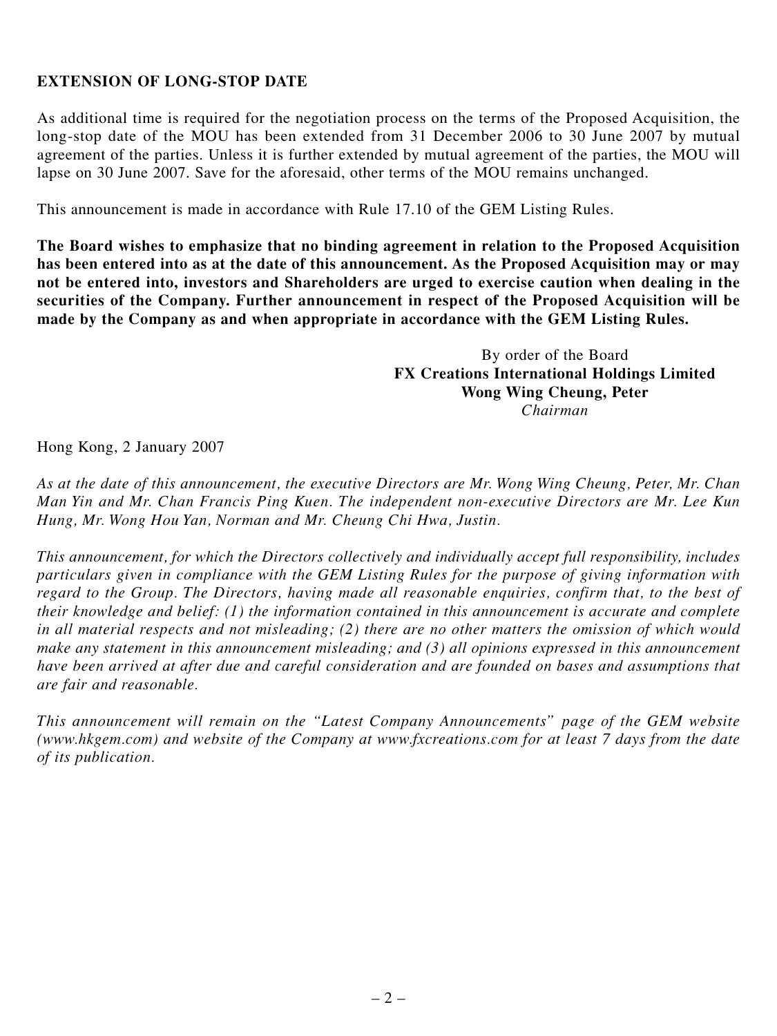**EXTENSION OF LONG-STOP DATE**

As additional time is required for the negotiation process on the terms of the Proposed Acquisition, the long-stop date of the MOU has been extended from 31 December 2006 to 30 June 2007 by mutual agreement of the parties. Unless it is further extended by mutual agreement of the parties, the MOU will lapse on 30 June 2007. Save for the aforesaid, other terms of the MOU remains unchanged.

This announcement is made in accordance with Rule 17.10 of the GEM Listing Rules.

**The Board wishes to emphasize that no binding agreement in relation to the Proposed Acquisition has been entered into as at the date of this announcement. As the Proposed Acquisition may or may not be entered into, investors and Shareholders are urged to exercise caution when dealing in the securities of the Company. Further announcement in respect of the Proposed Acquisition will be made by the Company as and when appropriate in accordance with the GEM Listing Rules.**

By order of the Board
**FX Creations International Holdings Limited**
**Wong Wing Cheung, Peter**
*Chairman*

Hong Kong, 2 January 2007

*As at the date of this announcement, the executive Directors are Mr. Wong Wing Cheung, Peter, Mr. Chan Man Yin and Mr. Chan Francis Ping Kuen. The independent non-executive Directors are Mr. Lee Kun Hung, Mr. Wong Hou Yan, Norman and Mr. Cheung Chi Hwa, Justin.*

*This announcement, for which the Directors collectively and individually accept full responsibility, includes particulars given in compliance with the GEM Listing Rules for the purpose of giving information with regard to the Group. The Directors, having made all reasonable enquiries, confirm that, to the best of their knowledge and belief: (1) the information contained in this announcement is accurate and complete in all material respects and not misleading; (2) there are no other matters the omission of which would make any statement in this announcement misleading; and (3) all opinions expressed in this announcement have been arrived at after due and careful consideration and are founded on bases and assumptions that are fair and reasonable.*

*This announcement will remain on the "Latest Company Announcements" page of the GEM website (www.hkgem.com) and website of the Company at www.fxcreations.com for at least 7 days from the date of its publication.*